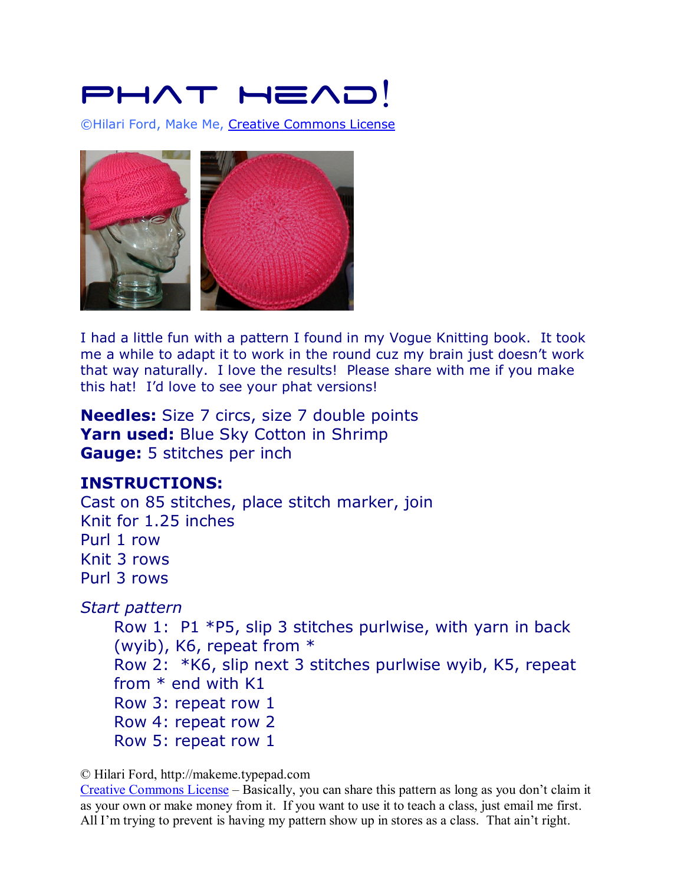# Phat Head!

©Hilari Ford, Make Me, Creative Commons License

I had a little fun with a pattern I found in my Vogue Knitting book. It took me a while to adapt it to work in the round cuz my brain just doesn't work that way naturally. I love the results! Please share with me if you make this hat! I'd love to see your phat versions!

**Needles:** Size 7 circs, size 7 double points
**Yarn used:** Blue Sky Cotton in Shrimp
**Gauge:** 5 stitches per inch

**INSTRUCTIONS:**
Cast on 85 stitches, place stitch marker, join
Knit for 1.25 inches
Purl 1 row
Knit 3 rows
Purl 3 rows

*Start pattern*

Row 1: P1 *P5, slip 3 stitches purlwise, with yarn in back (wyib), K6, repeat from *
Row 2: *K6, slip next 3 stitches purlwise wyib, K5, repeat from * end with K1
Row 3: repeat row 1
Row 4: repeat row 2
Row 5: repeat row 1

© Hilari Ford, http://makeme.typepad.com
Creative Commons License – Basically, you can share this pattern as long as you don't claim it as your own or make money from it. If you want to use it to teach a class, just email me first. All I'm trying to prevent is having my pattern show up in stores as a class. That ain't right.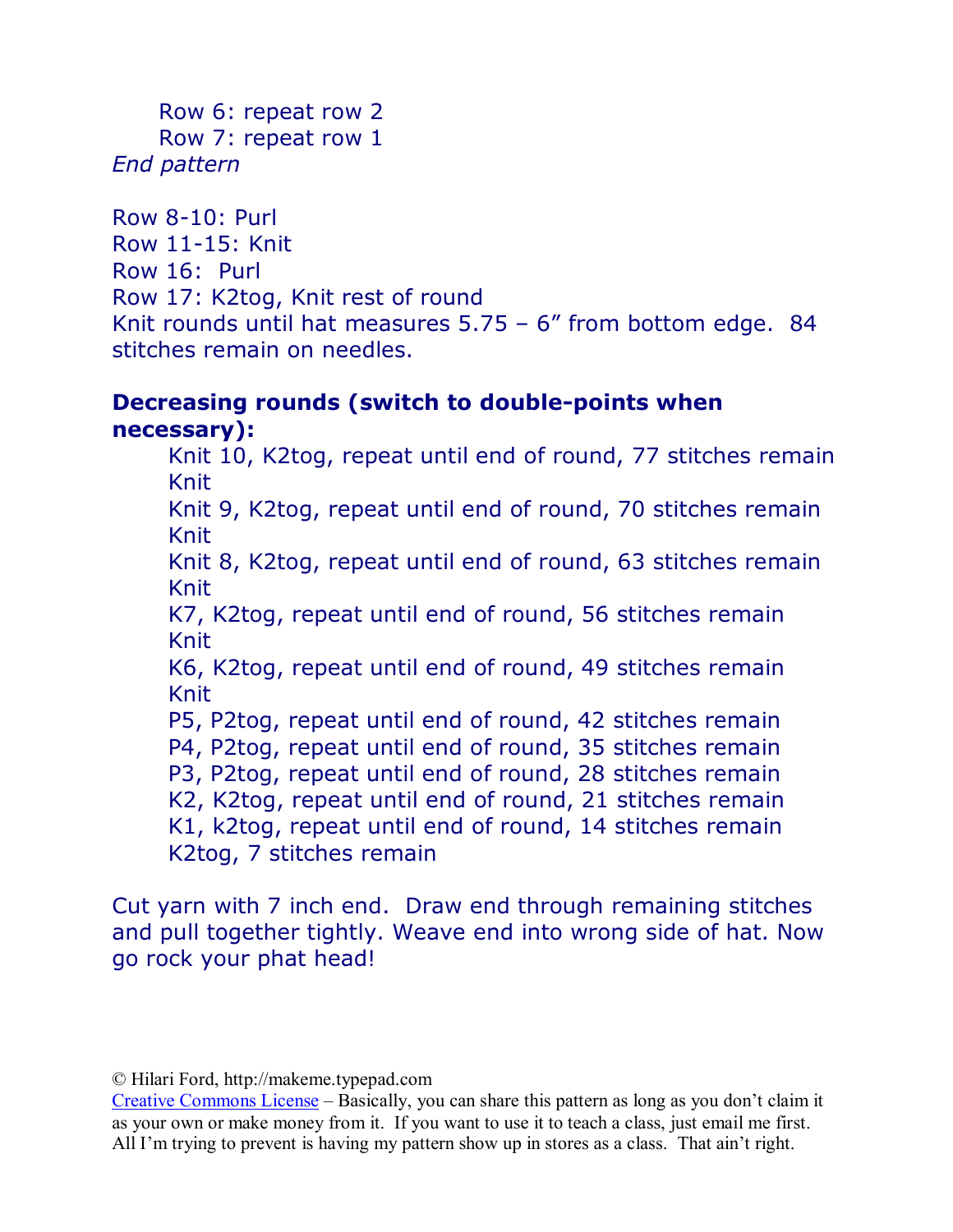Row 6: repeat row 2
Row 7: repeat row 1

*End pattern*

Row 8-10: Purl
Row 11-15: Knit
Row 16: Purl
Row 17: K2tog, Knit rest of round
Knit rounds until hat measures 5.75 – 6” from bottom edge. 84 stitches remain on needles.

**Decreasing rounds (switch to double-points when necessary):**

Knit 10, K2tog, repeat until end of round, 77 stitches remain
Knit
Knit 9, K2tog, repeat until end of round, 70 stitches remain
Knit
Knit 8, K2tog, repeat until end of round, 63 stitches remain
Knit
K7, K2tog, repeat until end of round, 56 stitches remain
Knit
K6, K2tog, repeat until end of round, 49 stitches remain
Knit
P5, P2tog, repeat until end of round, 42 stitches remain
P4, P2tog, repeat until end of round, 35 stitches remain
P3, P2tog, repeat until end of round, 28 stitches remain
K2, K2tog, repeat until end of round, 21 stitches remain
K1, k2tog, repeat until end of round, 14 stitches remain
K2tog, 7 stitches remain

Cut yarn with 7 inch end. Draw end through remaining stitches and pull together tightly. Weave end into wrong side of hat. Now go rock your phat head!

© Hilari Ford, http://makeme.typepad.com
Creative Commons License – Basically, you can share this pattern as long as you don’t claim it as your own or make money from it. If you want to use it to teach a class, just email me first. All I’m trying to prevent is having my pattern show up in stores as a class. That ain’t right.